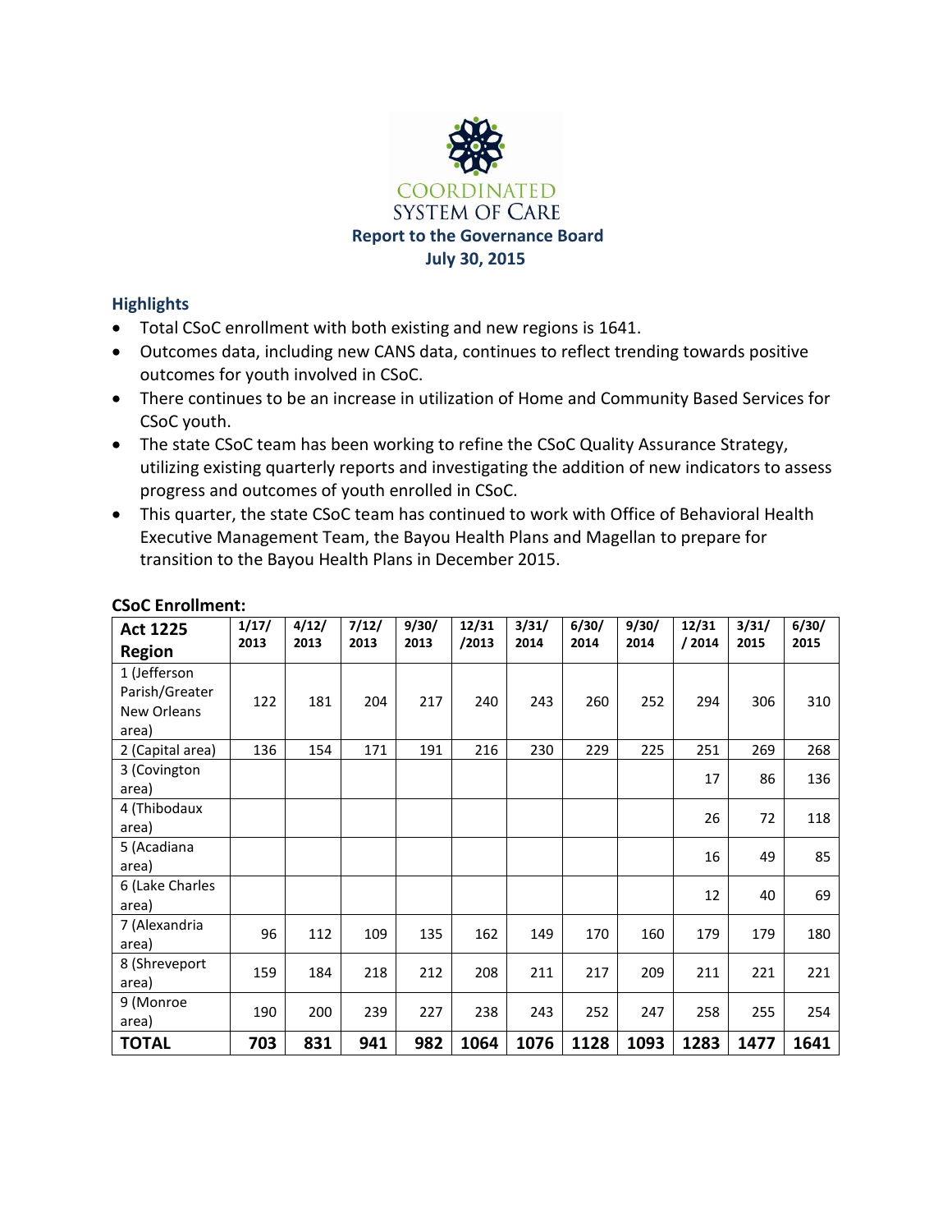COORDINATED SYSTEM OF CARE

**Report to the Governance Board**
**July 30, 2015**

## Highlights

- Total CSoC enrollment with both existing and new regions is 1641.
- Outcomes data, including new CANS data, continues to reflect trending towards positive outcomes for youth involved in CSoC.
- There continues to be an increase in utilization of Home and Community Based Services for CSoC youth.
- The state CSoC team has been working to refine the CSoC Quality Assurance Strategy, utilizing existing quarterly reports and investigating the addition of new indicators to assess progress and outcomes of youth enrolled in CSoC.
- This quarter, the state CSoC team has continued to work with Office of Behavioral Health Executive Management Team, the Bayou Health Plans and Magellan to prepare for transition to the Bayou Health Plans in December 2015.

## CSoC Enrollment:

| Act 1225 Region | 1/17/2013 | 4/12/2013 | 7/12/2013 | 9/30/2013 | 12/31/2013 | 3/31/2014 | 6/30/2014 | 9/30/2014 | 12/31/2014 | 3/31/2015 | 6/30/2015 |
|---|---|---|---|---|---|---|---|---|---|---|---|
| 1 (Jefferson Parish/Greater New Orleans area) | 122 | 181 | 204 | 217 | 240 | 243 | 260 | 252 | 294 | 306 | 310 |
| 2 (Capital area) | 136 | 154 | 171 | 191 | 216 | 230 | 229 | 225 | 251 | 269 | 268 |
| 3 (Covington area) | | | | | | | | | 17 | 86 | 136 |
| 4 (Thibodaux area) | | | | | | | | | 26 | 72 | 118 |
| 5 (Acadiana area) | | | | | | | | | 16 | 49 | 85 |
| 6 (Lake Charles area) | | | | | | | | | 12 | 40 | 69 |
| 7 (Alexandria area) | 96 | 112 | 109 | 135 | 162 | 149 | 170 | 160 | 179 | 179 | 180 |
| 8 (Shreveport area) | 159 | 184 | 218 | 212 | 208 | 211 | 217 | 209 | 211 | 221 | 221 |
| 9 (Monroe area) | 190 | 200 | 239 | 227 | 238 | 243 | 252 | 247 | 258 | 255 | 254 |
| **TOTAL** | **703** | **831** | **941** | **982** | **1064** | **1076** | **1128** | **1093** | **1283** | **1477** | **1641** |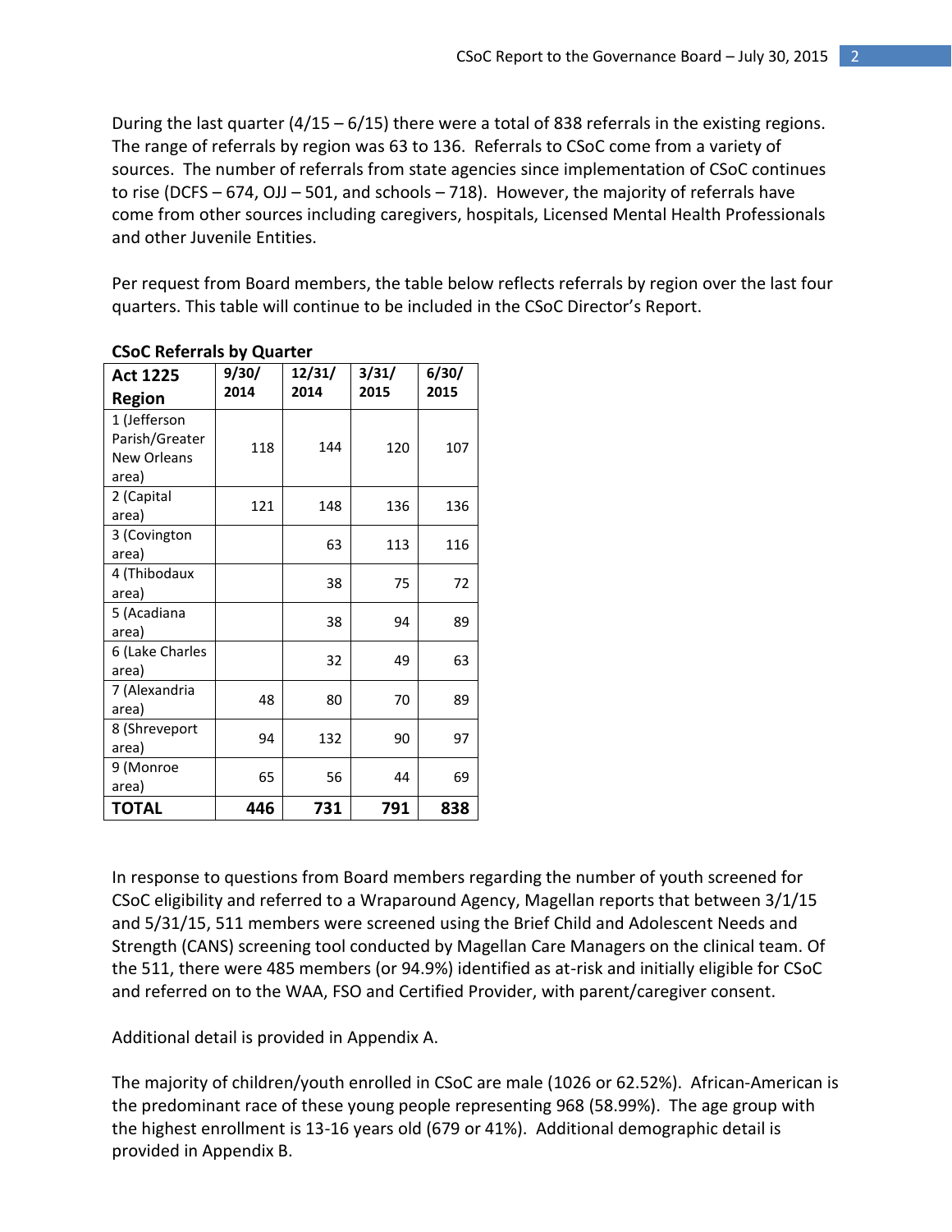During the last quarter (4/15 – 6/15) there were a total of 838 referrals in the existing regions. The range of referrals by region was 63 to 136. Referrals to CSoC come from a variety of sources. The number of referrals from state agencies since implementation of CSoC continues to rise (DCFS – 674, OJJ – 501, and schools – 718). However, the majority of referrals have come from other sources including caregivers, hospitals, Licensed Mental Health Professionals and other Juvenile Entities.

Per request from Board members, the table below reflects referrals by region over the last four quarters. This table will continue to be included in the CSoC Director's Report.

**CSoC Referrals by Quarter**

| Act 1225 Region | 9/30/ 2014 | 12/31/ 2014 | 3/31/ 2015 | 6/30/ 2015 |
|---|---|---|---|---|
| 1 (Jefferson Parish/Greater New Orleans area) | 118 | 144 | 120 | 107 |
| 2 (Capital area) | 121 | 148 | 136 | 136 |
| 3 (Covington area) | | 63 | 113 | 116 |
| 4 (Thibodaux area) | | 38 | 75 | 72 |
| 5 (Acadiana area) | | 38 | 94 | 89 |
| 6 (Lake Charles area) | | 32 | 49 | 63 |
| 7 (Alexandria area) | 48 | 80 | 70 | 89 |
| 8 (Shreveport area) | 94 | 132 | 90 | 97 |
| 9 (Monroe area) | 65 | 56 | 44 | 69 |
| **TOTAL** | **446** | **731** | **791** | **838** |

In response to questions from Board members regarding the number of youth screened for CSoC eligibility and referred to a Wraparound Agency, Magellan reports that between 3/1/15 and 5/31/15, 511 members were screened using the Brief Child and Adolescent Needs and Strength (CANS) screening tool conducted by Magellan Care Managers on the clinical team. Of the 511, there were 485 members (or 94.9%) identified as at-risk and initially eligible for CSoC and referred on to the WAA, FSO and Certified Provider, with parent/caregiver consent.

Additional detail is provided in Appendix A.

The majority of children/youth enrolled in CSoC are male (1026 or 62.52%). African-American is the predominant race of these young people representing 968 (58.99%). The age group with the highest enrollment is 13-16 years old (679 or 41%). Additional demographic detail is provided in Appendix B.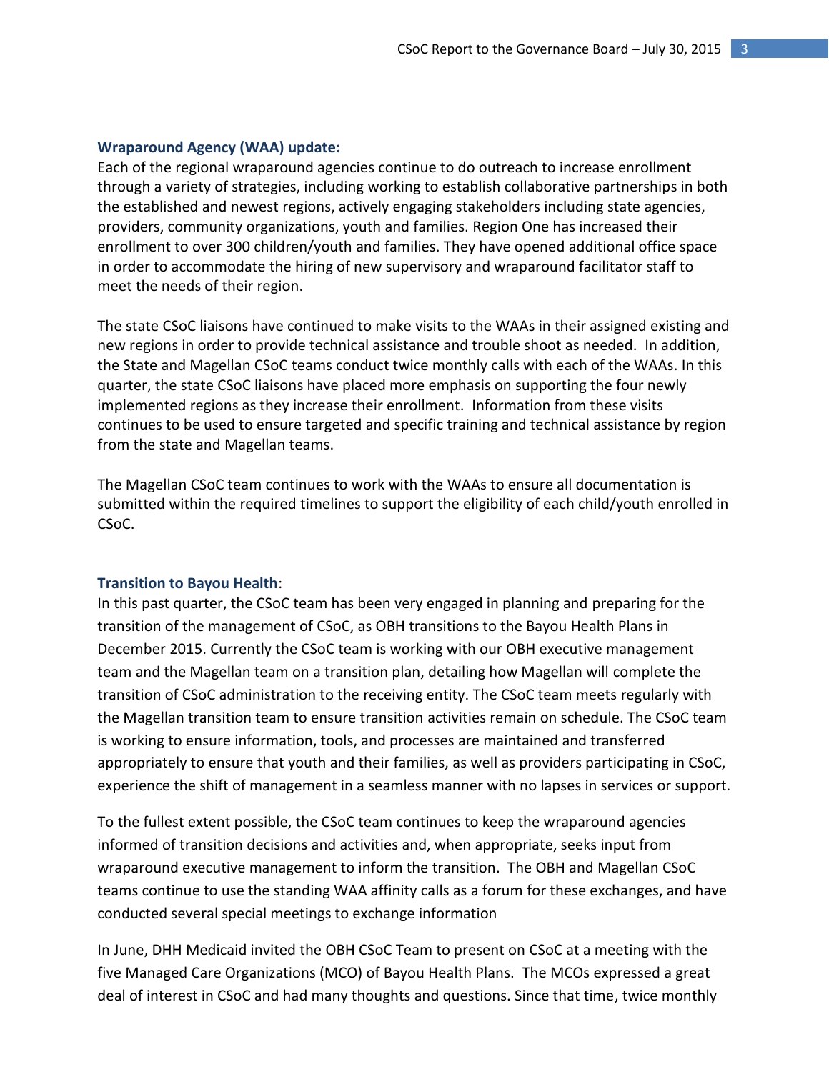### Wraparound Agency (WAA) update:

Each of the regional wraparound agencies continue to do outreach to increase enrollment through a variety of strategies, including working to establish collaborative partnerships in both the established and newest regions, actively engaging stakeholders including state agencies, providers, community organizations, youth and families. Region One has increased their enrollment to over 300 children/youth and families. They have opened additional office space in order to accommodate the hiring of new supervisory and wraparound facilitator staff to meet the needs of their region.

The state CSoC liaisons have continued to make visits to the WAAs in their assigned existing and new regions in order to provide technical assistance and trouble shoot as needed. In addition, the State and Magellan CSoC teams conduct twice monthly calls with each of the WAAs. In this quarter, the state CSoC liaisons have placed more emphasis on supporting the four newly implemented regions as they increase their enrollment. Information from these visits continues to be used to ensure targeted and specific training and technical assistance by region from the state and Magellan teams.

The Magellan CSoC team continues to work with the WAAs to ensure all documentation is submitted within the required timelines to support the eligibility of each child/youth enrolled in CSoC.

### Transition to Bayou Health:

In this past quarter, the CSoC team has been very engaged in planning and preparing for the transition of the management of CSoC, as OBH transitions to the Bayou Health Plans in December 2015. Currently the CSoC team is working with our OBH executive management team and the Magellan team on a transition plan, detailing how Magellan will complete the transition of CSoC administration to the receiving entity. The CSoC team meets regularly with the Magellan transition team to ensure transition activities remain on schedule. The CSoC team is working to ensure information, tools, and processes are maintained and transferred appropriately to ensure that youth and their families, as well as providers participating in CSoC, experience the shift of management in a seamless manner with no lapses in services or support.

To the fullest extent possible, the CSoC team continues to keep the wraparound agencies informed of transition decisions and activities and, when appropriate, seeks input from wraparound executive management to inform the transition. The OBH and Magellan CSoC teams continue to use the standing WAA affinity calls as a forum for these exchanges, and have conducted several special meetings to exchange information

In June, DHH Medicaid invited the OBH CSoC Team to present on CSoC at a meeting with the five Managed Care Organizations (MCO) of Bayou Health Plans. The MCOs expressed a great deal of interest in CSoC and had many thoughts and questions. Since that time, twice monthly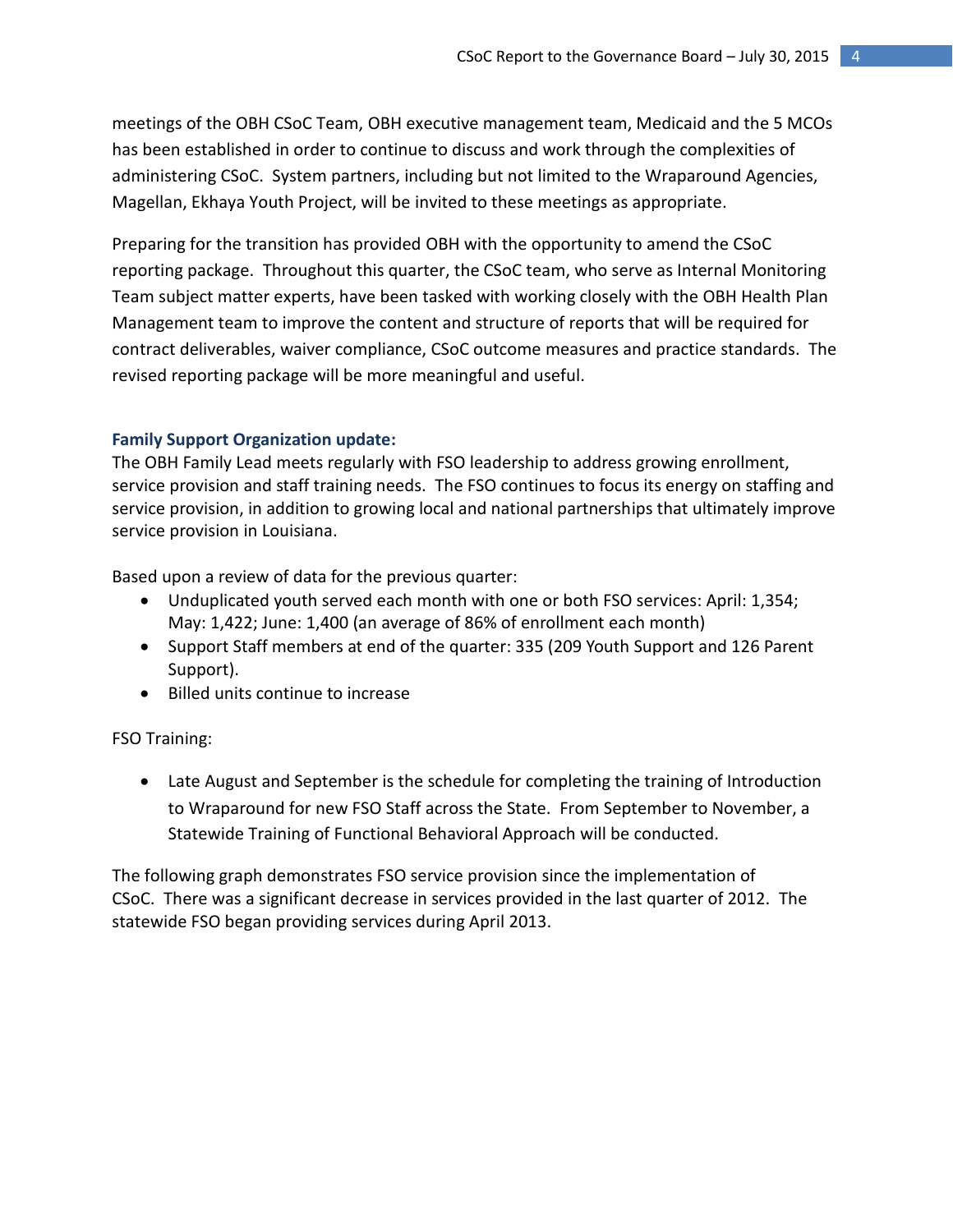meetings of the OBH CSoC Team, OBH executive management team, Medicaid and the 5 MCOs has been established in order to continue to discuss and work through the complexities of administering CSoC. System partners, including but not limited to the Wraparound Agencies, Magellan, Ekhaya Youth Project, will be invited to these meetings as appropriate.

Preparing for the transition has provided OBH with the opportunity to amend the CSoC reporting package. Throughout this quarter, the CSoC team, who serve as Internal Monitoring Team subject matter experts, have been tasked with working closely with the OBH Health Plan Management team to improve the content and structure of reports that will be required for contract deliverables, waiver compliance, CSoC outcome measures and practice standards. The revised reporting package will be more meaningful and useful.

### Family Support Organization update:

The OBH Family Lead meets regularly with FSO leadership to address growing enrollment, service provision and staff training needs. The FSO continues to focus its energy on staffing and service provision, in addition to growing local and national partnerships that ultimately improve service provision in Louisiana.

Based upon a review of data for the previous quarter:

- Unduplicated youth served each month with one or both FSO services: April: 1,354; May: 1,422; June: 1,400 (an average of 86% of enrollment each month)
- Support Staff members at end of the quarter: 335 (209 Youth Support and 126 Parent Support).
- Billed units continue to increase

FSO Training:

- Late August and September is the schedule for completing the training of Introduction to Wraparound for new FSO Staff across the State. From September to November, a Statewide Training of Functional Behavioral Approach will be conducted.

The following graph demonstrates FSO service provision since the implementation of CSoC. There was a significant decrease in services provided in the last quarter of 2012. The statewide FSO began providing services during April 2013.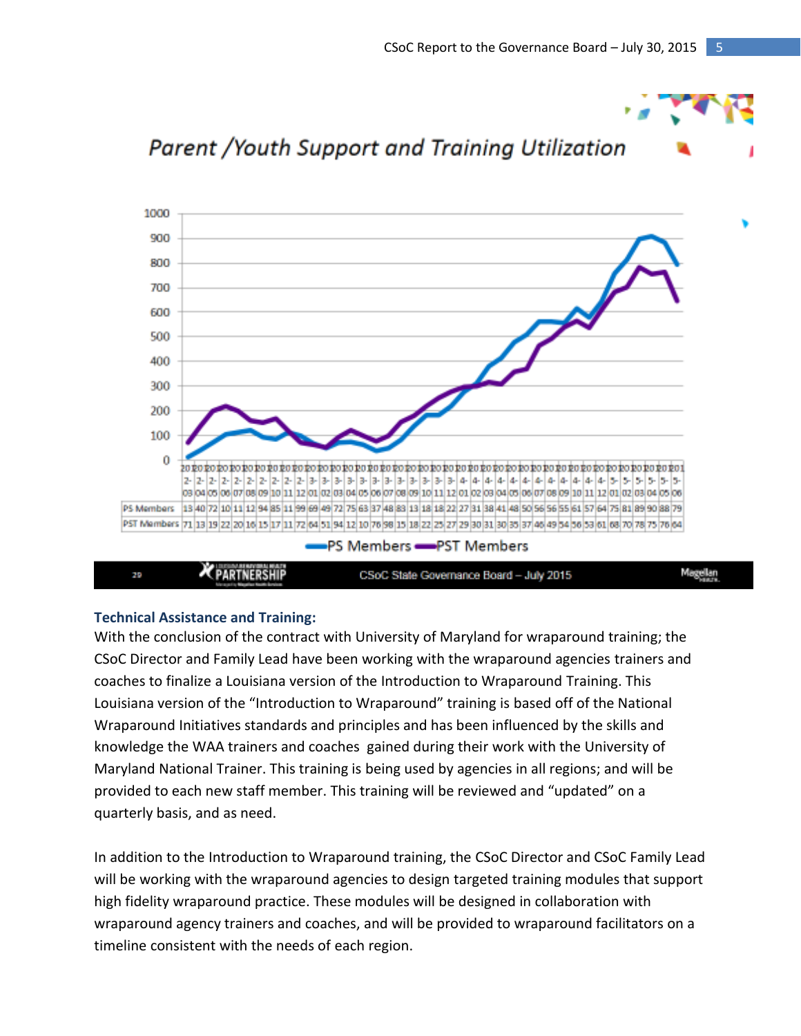## Parent /Youth Support and Training Utilization

| | 2012-03 | 2012-04 | 2012-05 | 2012-06 | 2012-07 | 2012-08 | 2012-09 | 2012-10 | 2012-11 | 2012-12 | 2013-01 | 2013-02 | 2013-03 | 2013-04 | 2013-05 | 2013-06 | 2013-07 | 2013-08 | 2013-09 | 2013-10 | 2013-11 | 2013-12 | 2014-01 | 2014-02 | 2014-03 | 2014-04 | 2014-05 | 2014-06 | 2014-07 | 2014-08 | 2014-09 | 2014-10 | 2014-11 | 2014-12 | 2015-01 | 2015-02 | 2015-03 | 2015-04 | 2015-05 | 2015-06 |
|---|---|---|---|---|---|---|---|---|---|---|---|---|---|---|---|---|---|---|---|---|---|---|---|---|---|---|---|---|---|---|---|---|---|---|---|---|---|---|---|---|
| PS Members | 13 | 40 | 72 | 10 | 11 | 12 | 94 | 85 | 11 | 99 | 69 | 49 | 72 | 75 | 63 | 37 | 48 | 83 | 13 | 18 | 18 | 22 | 27 | 31 | 38 | 41 | 48 | 50 | 56 | 56 | 55 | 61 | 57 | 64 | 75 | 81 | 89 | 90 | 88 | 79 |
| PST Members | 71 | 13 | 19 | 22 | 20 | 16 | 15 | 17 | 11 | 72 | 64 | 51 | 94 | 12 | 10 | 76 | 98 | 15 | 18 | 22 | 25 | 27 | 29 | 30 | 31 | 30 | 35 | 37 | 46 | 49 | 54 | 56 | 53 | 61 | 68 | 70 | 78 | 75 | 76 | 64 |

PS Members — PST Members

CSoC State Governance Board – July 2015

### Technical Assistance and Training:

With the conclusion of the contract with University of Maryland for wraparound training; the CSoC Director and Family Lead have been working with the wraparound agencies trainers and coaches to finalize a Louisiana version of the Introduction to Wraparound Training. This Louisiana version of the "Introduction to Wraparound" training is based off of the National Wraparound Initiatives standards and principles and has been influenced by the skills and knowledge the WAA trainers and coaches gained during their work with the University of Maryland National Trainer. This training is being used by agencies in all regions; and will be provided to each new staff member. This training will be reviewed and "updated" on a quarterly basis, and as need.

In addition to the Introduction to Wraparound training, the CSoC Director and CSoC Family Lead will be working with the wraparound agencies to design targeted training modules that support high fidelity wraparound practice. These modules will be designed in collaboration with wraparound agency trainers and coaches, and will be provided to wraparound facilitators on a timeline consistent with the needs of each region.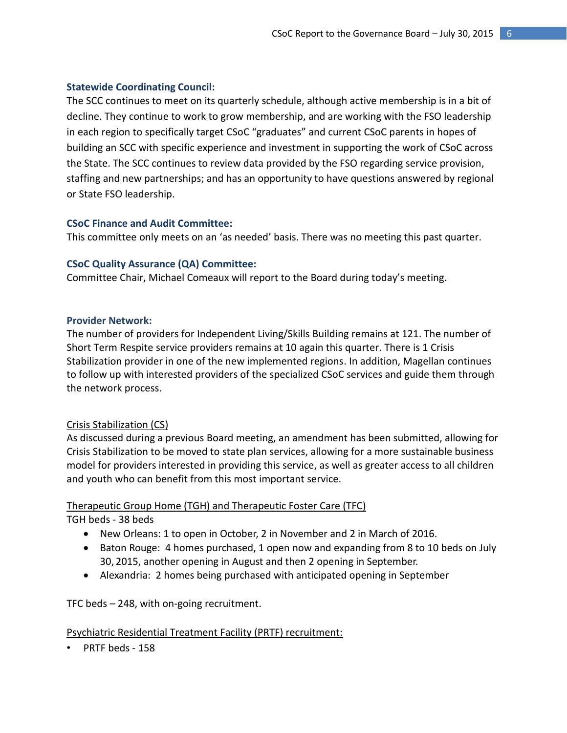### Statewide Coordinating Council:

The SCC continues to meet on its quarterly schedule, although active membership is in a bit of decline. They continue to work to grow membership, and are working with the FSO leadership in each region to specifically target CSoC "graduates" and current CSoC parents in hopes of building an SCC with specific experience and investment in supporting the work of CSoC across the State. The SCC continues to review data provided by the FSO regarding service provision, staffing and new partnerships; and has an opportunity to have questions answered by regional or State FSO leadership.

### CSoC Finance and Audit Committee:

This committee only meets on an 'as needed' basis. There was no meeting this past quarter.

### CSoC Quality Assurance (QA) Committee:

Committee Chair, Michael Comeaux will report to the Board during today's meeting.

### Provider Network:

The number of providers for Independent Living/Skills Building remains at 121. The number of Short Term Respite service providers remains at 10 again this quarter. There is 1 Crisis Stabilization provider in one of the new implemented regions. In addition, Magellan continues to follow up with interested providers of the specialized CSoC services and guide them through the network process.

<u>Crisis Stabilization (CS)</u>

As discussed during a previous Board meeting, an amendment has been submitted, allowing for Crisis Stabilization to be moved to state plan services, allowing for a more sustainable business model for providers interested in providing this service, as well as greater access to all children and youth who can benefit from this most important service.

<u>Therapeutic Group Home (TGH) and Therapeutic Foster Care (TFC)</u>

TGH beds - 38 beds

- New Orleans: 1 to open in October, 2 in November and 2 in March of 2016.
- Baton Rouge: 4 homes purchased, 1 open now and expanding from 8 to 10 beds on July 30, 2015, another opening in August and then 2 opening in September.
- Alexandria: 2 homes being purchased with anticipated opening in September

TFC beds – 248, with on-going recruitment.

<u>Psychiatric Residential Treatment Facility (PRTF) recruitment:</u>

- PRTF beds - 158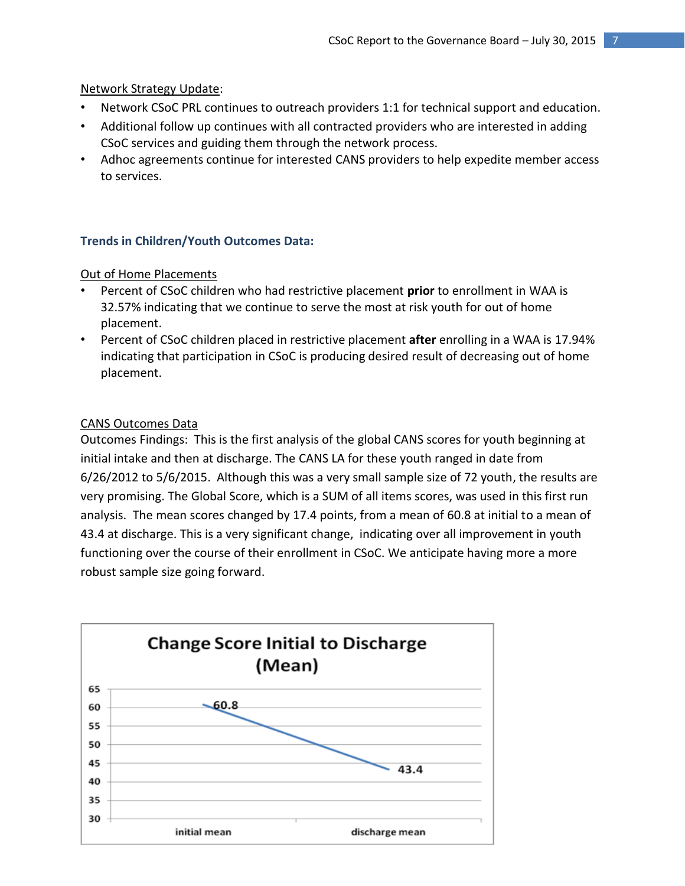Network Strategy Update:

- Network CSoC PRL continues to outreach providers 1:1 for technical support and education.
- Additional follow up continues with all contracted providers who are interested in adding CSoC services and guiding them through the network process.
- Adhoc agreements continue for interested CANS providers to help expedite member access to services.

### Trends in Children/Youth Outcomes Data:

Out of Home Placements

- Percent of CSoC children who had restrictive placement **prior** to enrollment in WAA is 32.57% indicating that we continue to serve the most at risk youth for out of home placement.
- Percent of CSoC children placed in restrictive placement **after** enrolling in a WAA is 17.94% indicating that participation in CSoC is producing desired result of decreasing out of home placement.

CANS Outcomes Data

Outcomes Findings: This is the first analysis of the global CANS scores for youth beginning at initial intake and then at discharge. The CANS LA for these youth ranged in date from 6/26/2012 to 5/6/2015. Although this was a very small sample size of 72 youth, the results are very promising. The Global Score, which is a SUM of all items scores, was used in this first run analysis. The mean scores changed by 17.4 points, from a mean of 60.8 at initial to a mean of 43.4 at discharge. This is a very significant change, indicating over all improvement in youth functioning over the course of their enrollment in CSoC. We anticipate having more a more robust sample size going forward.

**Change Score Initial to Discharge (Mean)**

| | Mean |
|---|---|
| initial mean | 60.8 |
| discharge mean | 43.4 |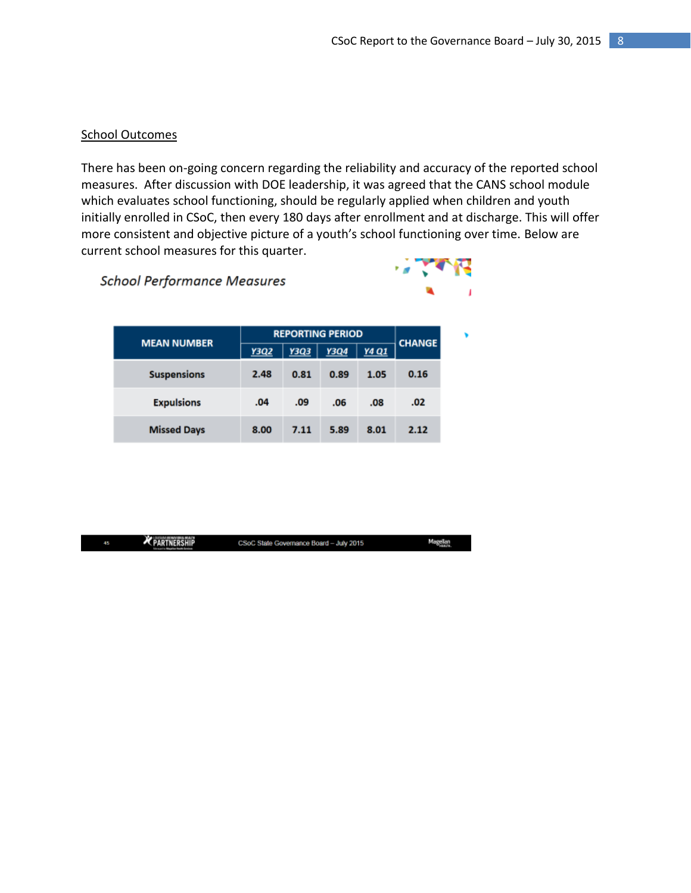School Outcomes

There has been on-going concern regarding the reliability and accuracy of the reported school measures. After discussion with DOE leadership, it was agreed that the CANS school module which evaluates school functioning, should be regularly applied when children and youth initially enrolled in CSoC, then every 180 days after enrollment and at discharge. This will offer more consistent and objective picture of a youth's school functioning over time. Below are current school measures for this quarter.

*School Performance Measures*

| MEAN NUMBER | REPORTING PERIOD | | | | CHANGE |
|---|---|---|---|---|---|
| | Y3Q2 | Y3Q3 | Y3Q4 | Y4 Q1 | |
| Suspensions | 2.48 | 0.81 | 0.89 | 1.05 | 0.16 |
| Expulsions | .04 | .09 | .06 | .08 | .02 |
| Missed Days | 8.00 | 7.11 | 5.89 | 8.01 | 2.12 |

CSoC State Governance Board – July 2015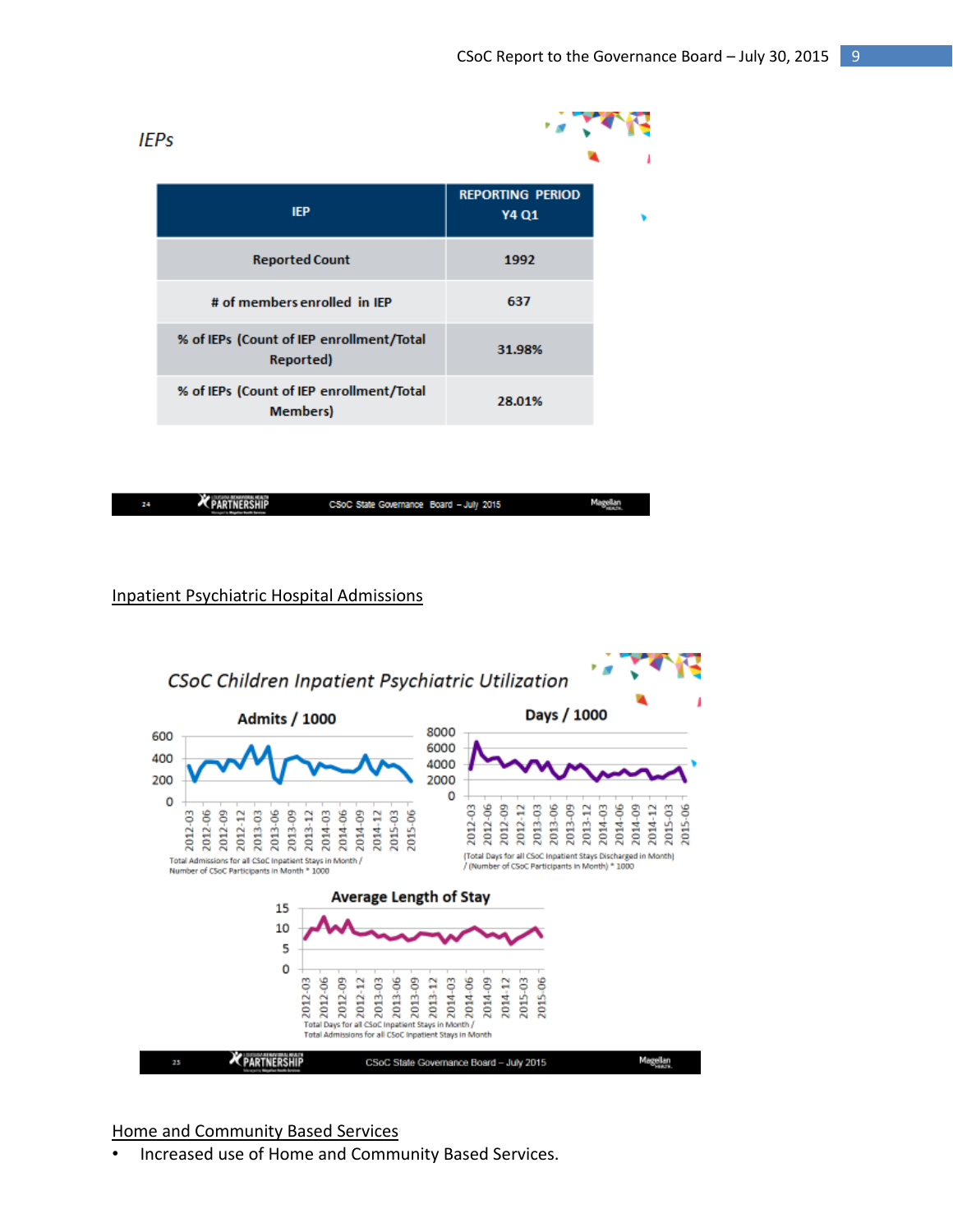*IEPs*

| IEP | REPORTING PERIOD Y4 Q1 |
|---|---|
| Reported Count | 1992 |
| # of members enrolled in IEP | 637 |
| % of IEPs (Count of IEP enrollment/Total Reported) | 31.98% |
| % of IEPs (Count of IEP enrollment/Total Members) | 28.01% |

Inpatient Psychiatric Hospital Admissions

*CSoC Children Inpatient Psychiatric Utilization*

**Admits / 1000**

Total Admissions for all CSoC Inpatient Stays in Month / Number of CSoC Participants in Month * 1000

**Days / 1000**

(Total Days for all CSoC Inpatient Stays Discharged in Month) / (Number of CSoC Participants in Month) * 1000

**Average Length of Stay**

Total Days for all CSoC Inpatient Stays in Month / Total Admissions for all CSoC Inpatient Stays in Month

Home and Community Based Services

- Increased use of Home and Community Based Services.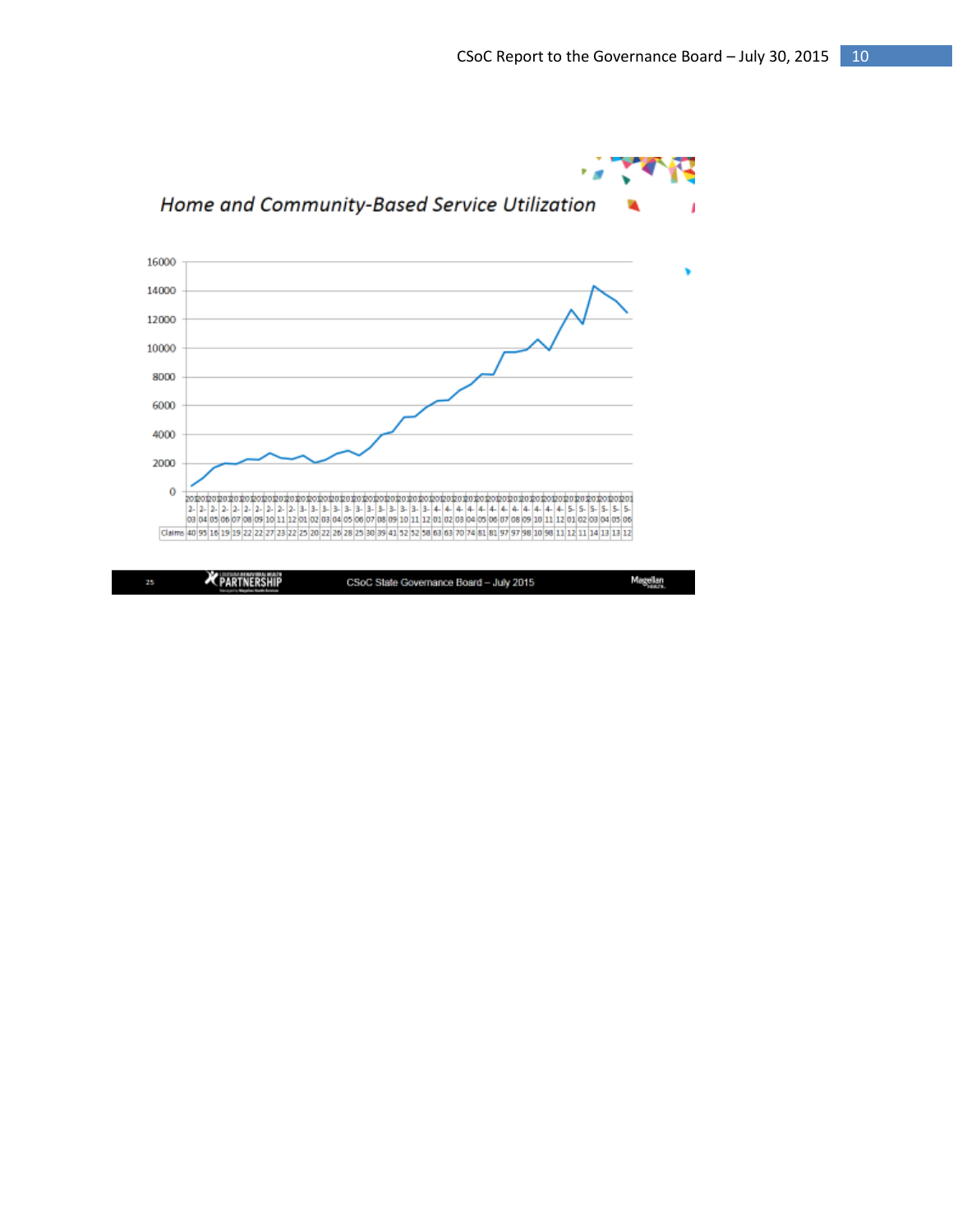## Home and Community-Based Service Utilization

| | 2012-03 | 2012-04 | 2012-05 | 2012-06 | 2012-07 | 2012-08 | 2012-09 | 2012-10 | 2012-11 | 2012-12 | 2013-01 | 2013-02 | 2013-03 | 2013-04 | 2013-05 | 2013-06 | 2013-07 | 2013-08 | 2013-09 | 2013-10 | 2013-11 | 2013-12 | 2014-01 | 2014-02 | 2014-03 | 2014-04 | 2014-05 | 2014-06 | 2014-07 | 2014-08 | 2014-09 | 2014-10 | 2014-11 | 2014-12 | 2015-01 | 2015-02 | 2015-03 | 2015-04 | 2015-05 | 2015-06 |
|---|---|---|---|---|---|---|---|---|---|---|---|---|---|---|---|---|---|---|---|---|---|---|---|---|---|---|---|---|---|---|---|---|---|---|---|---|---|---|---|---|
| Claims | 40 | 95 | 16 | 19 | 19 | 22 | 22 | 27 | 23 | 22 | 25 | 20 | 22 | 26 | 28 | 25 | 30 | 39 | 41 | 52 | 52 | 58 | 63 | 63 | 70 | 74 | 81 | 81 | 97 | 97 | 98 | 10 | 98 | 11 | 12 | 11 | 14 | 13 | 13 | 12 |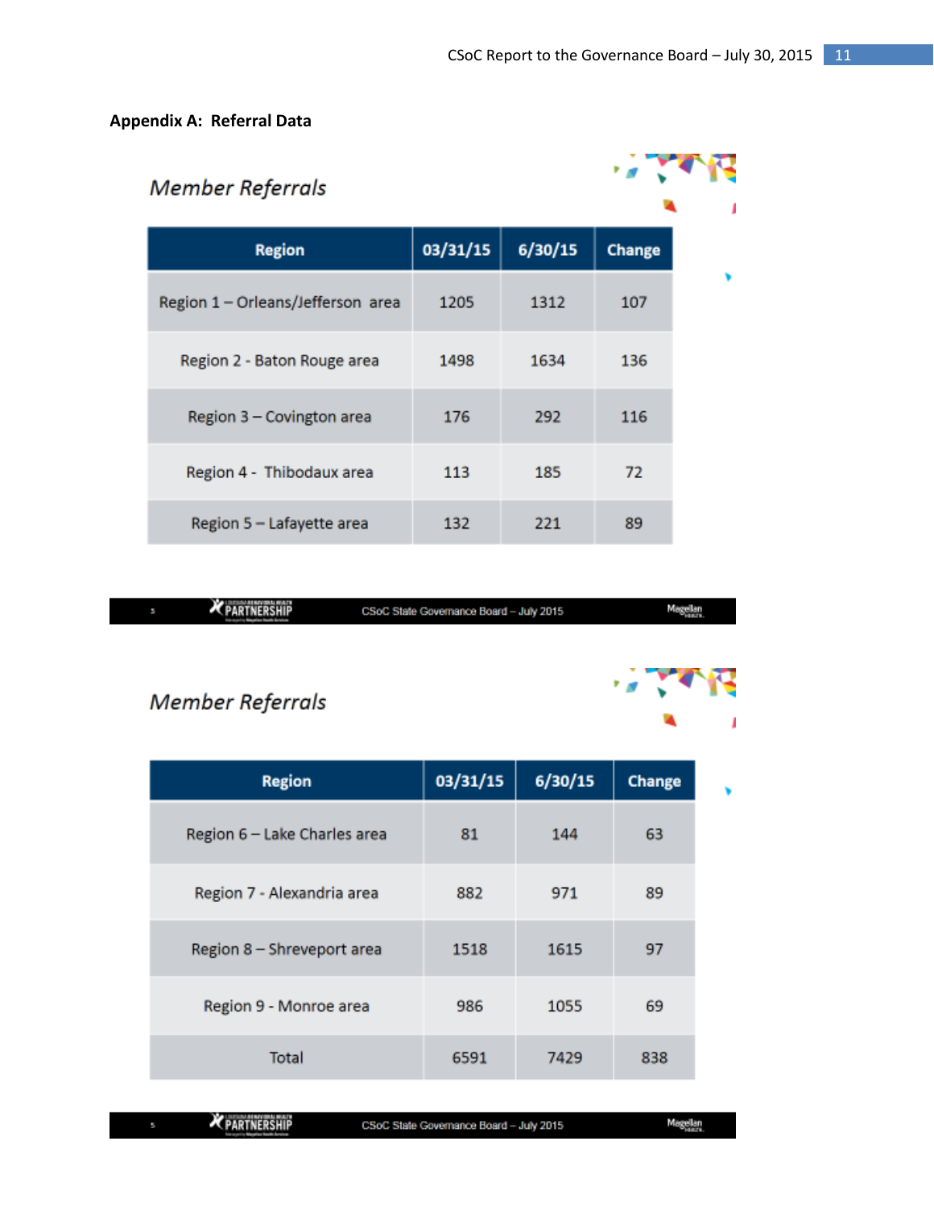## Appendix A: Referral Data

### Member Referrals

| Region | 03/31/15 | 6/30/15 | Change |
|---|---|---|---|
| Region 1 – Orleans/Jefferson area | 1205 | 1312 | 107 |
| Region 2 - Baton Rouge area | 1498 | 1634 | 136 |
| Region 3 – Covington area | 176 | 292 | 116 |
| Region 4 - Thibodaux area | 113 | 185 | 72 |
| Region 5 – Lafayette area | 132 | 221 | 89 |

### Member Referrals

| Region | 03/31/15 | 6/30/15 | Change |
|---|---|---|---|
| Region 6 – Lake Charles area | 81 | 144 | 63 |
| Region 7 - Alexandria area | 882 | 971 | 89 |
| Region 8 – Shreveport area | 1518 | 1615 | 97 |
| Region 9 - Monroe area | 986 | 1055 | 69 |
| Total | 6591 | 7429 | 838 |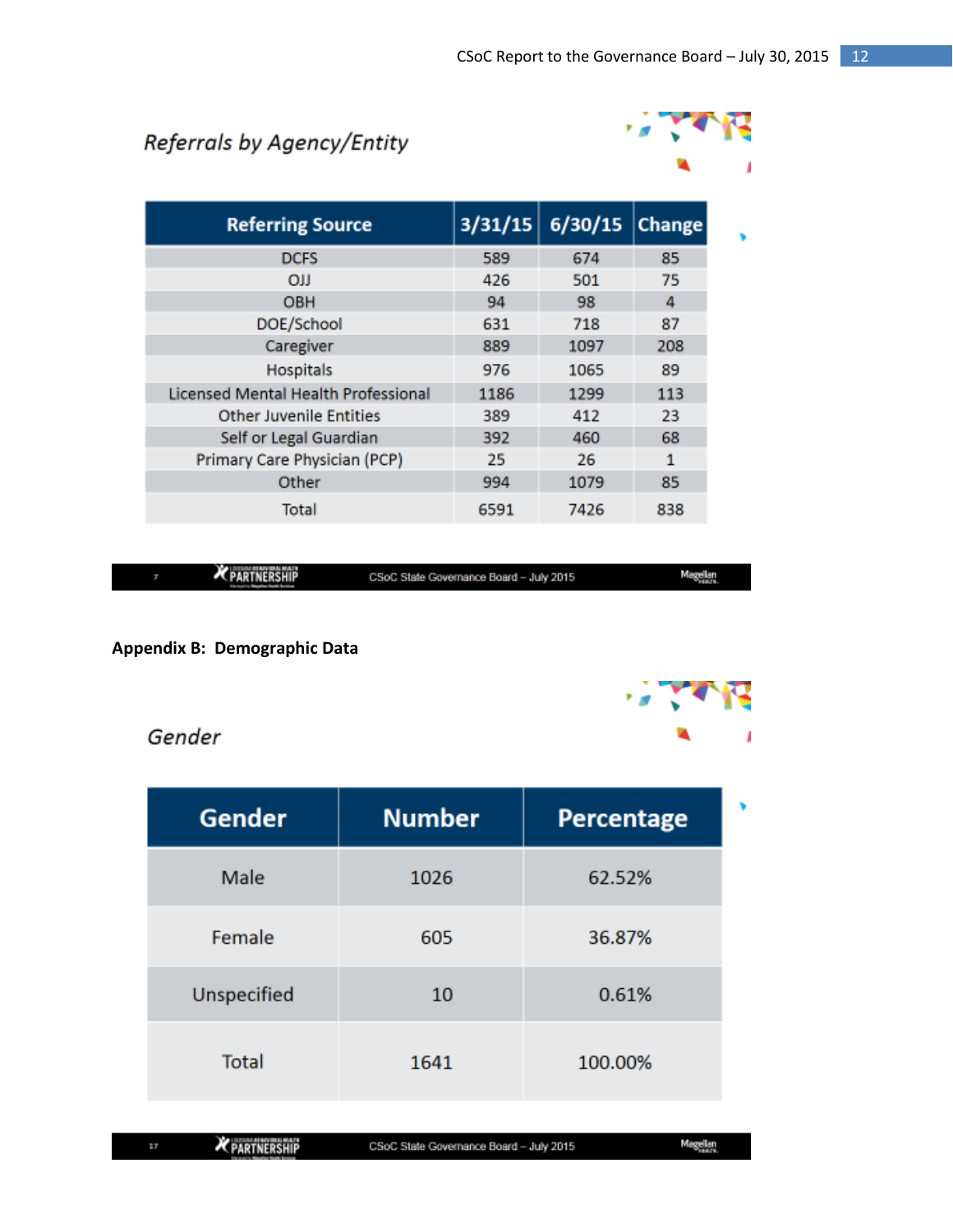*Referrals by Agency/Entity*

| Referring Source | 3/31/15 | 6/30/15 | Change |
|---|---|---|---|
| DCFS | 589 | 674 | 85 |
| OJJ | 426 | 501 | 75 |
| OBH | 94 | 98 | 4 |
| DOE/School | 631 | 718 | 87 |
| Caregiver | 889 | 1097 | 208 |
| Hospitals | 976 | 1065 | 89 |
| Licensed Mental Health Professional | 1186 | 1299 | 113 |
| Other Juvenile Entities | 389 | 412 | 23 |
| Self or Legal Guardian | 392 | 460 | 68 |
| Primary Care Physician (PCP) | 25 | 26 | 1 |
| Other | 994 | 1079 | 85 |
| Total | 6591 | 7426 | 838 |

**Appendix B: Demographic Data**

*Gender*

| Gender | Number | Percentage |
|---|---|---|
| Male | 1026 | 62.52% |
| Female | 605 | 36.87% |
| Unspecified | 10 | 0.61% |
| Total | 1641 | 100.00% |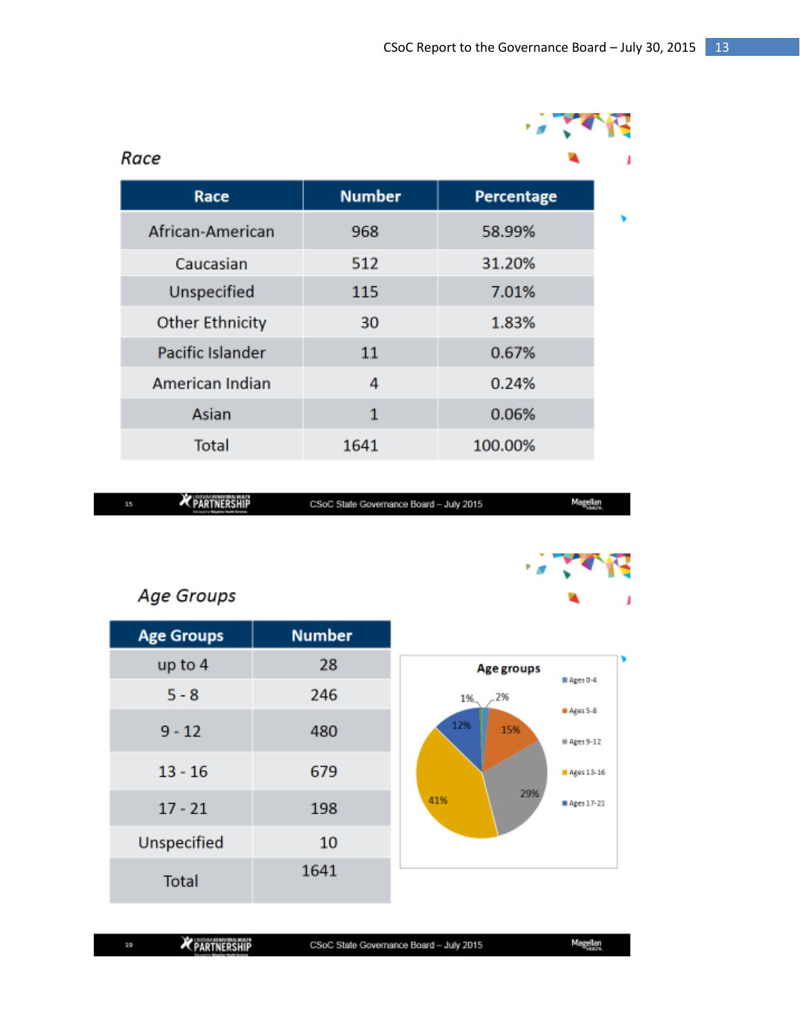## Race

| Race | Number | Percentage |
|---|---|---|
| African-American | 968 | 58.99% |
| Caucasian | 512 | 31.20% |
| Unspecified | 115 | 7.01% |
| Other Ethnicity | 30 | 1.83% |
| Pacific Islander | 11 | 0.67% |
| American Indian | 4 | 0.24% |
| Asian | 1 | 0.06% |
| Total | 1641 | 100.00% |

15 PARTNERSHIP CSoC State Governance Board – July 2015 Magellan

## Age Groups

| Age Groups | Number |
|---|---|
| up to 4 | 28 |
| 5 - 8 | 246 |
| 9 - 12 | 480 |
| 13 - 16 | 679 |
| 17 - 21 | 198 |
| Unspecified | 10 |
| Total | 1641 |

Age groups

1%
2%
15%
29%
41%
12%

Ages 0-4
Ages 5-8
Ages 9-12
Ages 13-16
Ages 17-21

19 PARTNERSHIP CSoC State Governance Board – July 2015 Magellan